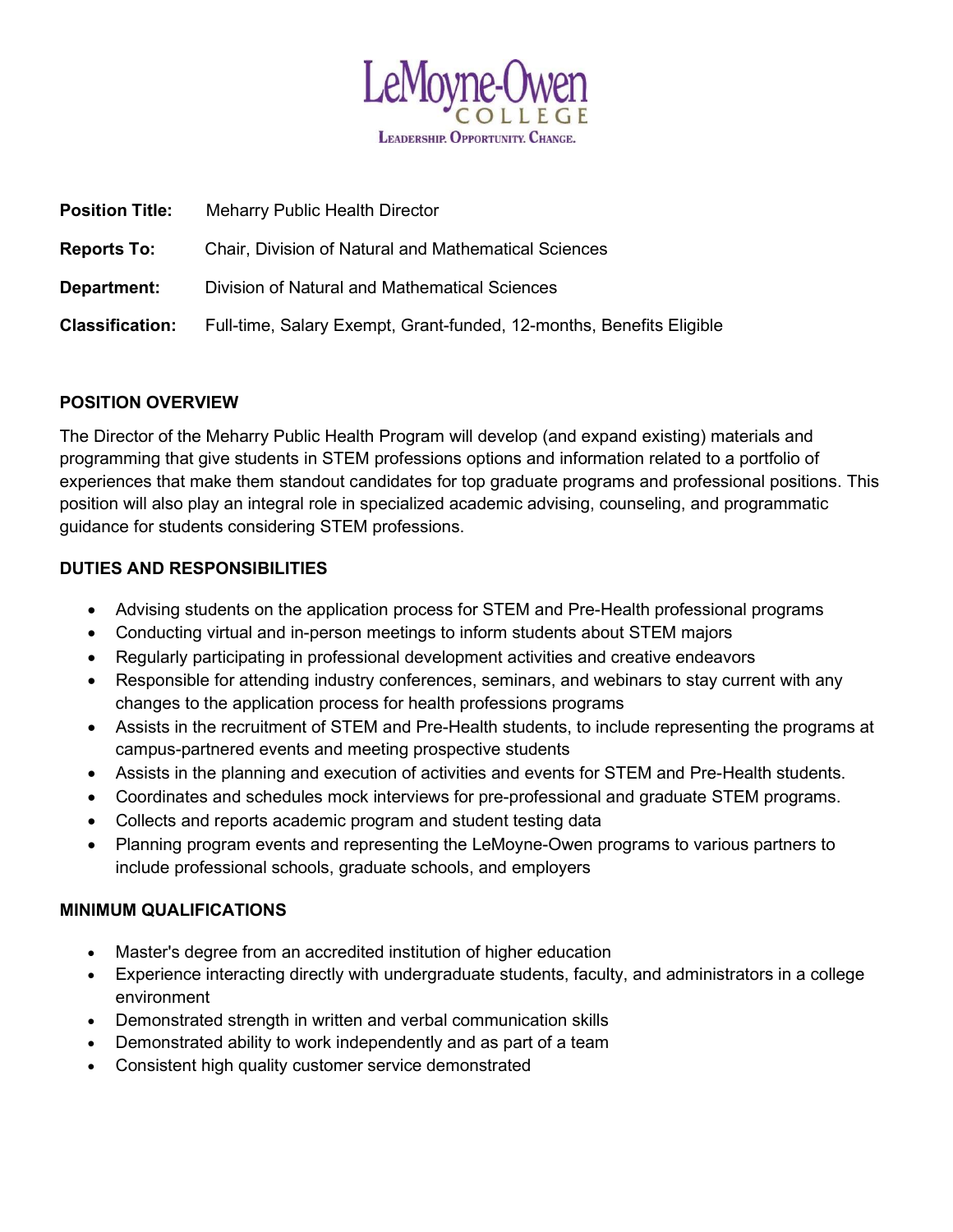LeMoyne-Owen
COLLEGE
LEADERSHIP. OPPORTUNITY. CHANGE.

**Position Title:** Meharry Public Health Director

**Reports To:** Chair, Division of Natural and Mathematical Sciences

**Department:** Division of Natural and Mathematical Sciences

**Classification:** Full-time, Salary Exempt, Grant-funded, 12-months, Benefits Eligible

## POSITION OVERVIEW

The Director of the Meharry Public Health Program will develop (and expand existing) materials and programming that give students in STEM professions options and information related to a portfolio of experiences that make them standout candidates for top graduate programs and professional positions. This position will also play an integral role in specialized academic advising, counseling, and programmatic guidance for students considering STEM professions.

## DUTIES AND RESPONSIBILITIES

- Advising students on the application process for STEM and Pre-Health professional programs
- Conducting virtual and in-person meetings to inform students about STEM majors
- Regularly participating in professional development activities and creative endeavors
- Responsible for attending industry conferences, seminars, and webinars to stay current with any changes to the application process for health professions programs
- Assists in the recruitment of STEM and Pre-Health students, to include representing the programs at campus-partnered events and meeting prospective students
- Assists in the planning and execution of activities and events for STEM and Pre-Health students.
- Coordinates and schedules mock interviews for pre-professional and graduate STEM programs.
- Collects and reports academic program and student testing data
- Planning program events and representing the LeMoyne-Owen programs to various partners to include professional schools, graduate schools, and employers

## MINIMUM QUALIFICATIONS

- Master's degree from an accredited institution of higher education
- Experience interacting directly with undergraduate students, faculty, and administrators in a college environment
- Demonstrated strength in written and verbal communication skills
- Demonstrated ability to work independently and as part of a team
- Consistent high quality customer service demonstrated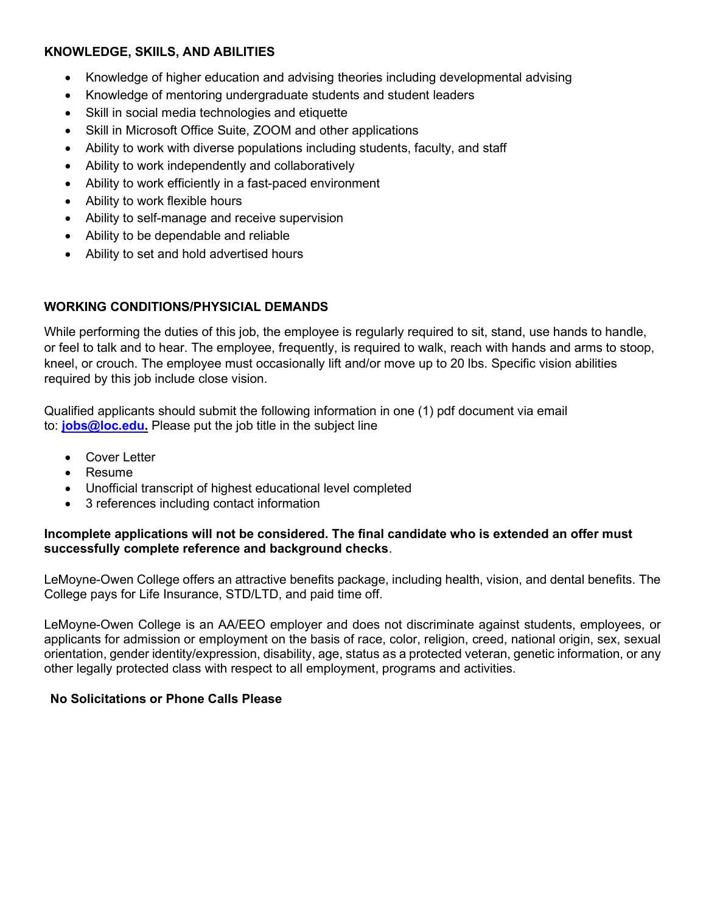## KNOWLEDGE, SKIILS, AND ABILITIES

- Knowledge of higher education and advising theories including developmental advising
- Knowledge of mentoring undergraduate students and student leaders
- Skill in social media technologies and etiquette
- Skill in Microsoft Office Suite, ZOOM and other applications
- Ability to work with diverse populations including students, faculty, and staff
- Ability to work independently and collaboratively
- Ability to work efficiently in a fast-paced environment
- Ability to work flexible hours
- Ability to self-manage and receive supervision
- Ability to be dependable and reliable
- Ability to set and hold advertised hours

## WORKING CONDITIONS/PHYSICIAL DEMANDS

While performing the duties of this job, the employee is regularly required to sit, stand, use hands to handle, or feel to talk and to hear. The employee, frequently, is required to walk, reach with hands and arms to stoop, kneel, or crouch. The employee must occasionally lift and/or move up to 20 lbs. Specific vision abilities required by this job include close vision.

Qualified applicants should submit the following information in one (1) pdf document via email to: **jobs@loc.edu.** Please put the job title in the subject line

- Cover Letter
- Resume
- Unofficial transcript of highest educational level completed
- 3 references including contact information

**Incomplete applications will not be considered. The final candidate who is extended an offer must successfully complete reference and background checks**.

LeMoyne-Owen College offers an attractive benefits package, including health, vision, and dental benefits. The College pays for Life Insurance, STD/LTD, and paid time off.

LeMoyne-Owen College is an AA/EEO employer and does not discriminate against students, employees, or applicants for admission or employment on the basis of race, color, religion, creed, national origin, sex, sexual orientation, gender identity/expression, disability, age, status as a protected veteran, genetic information, or any other legally protected class with respect to all employment, programs and activities.

**No Solicitations or Phone Calls Please**